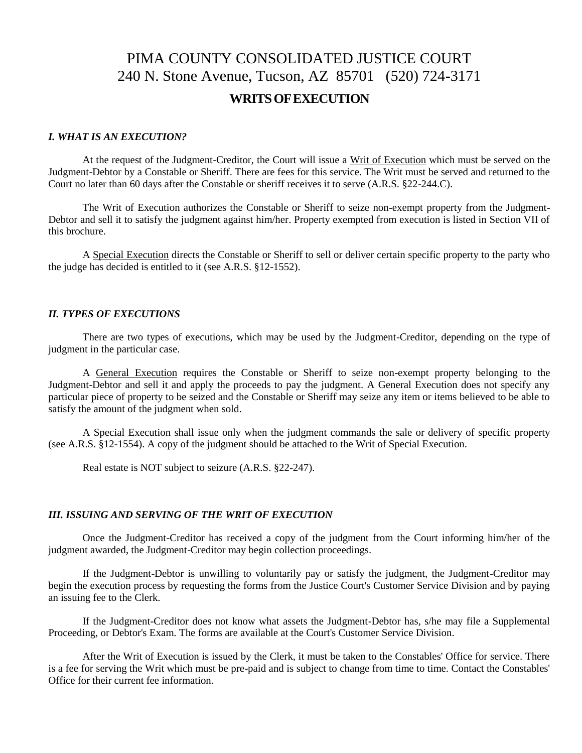# PIMA COUNTY CONSOLIDATED JUSTICE COURT
240 N. Stone Avenue, Tucson, AZ 85701 (520) 724-3171

## WRITS OF EXECUTION

### *I. WHAT IS AN EXECUTION?*

At the request of the Judgment-Creditor, the Court will issue a Writ of Execution which must be served on the Judgment-Debtor by a Constable or Sheriff. There are fees for this service. The Writ must be served and returned to the Court no later than 60 days after the Constable or sheriff receives it to serve (A.R.S. §22-244.C).

The Writ of Execution authorizes the Constable or Sheriff to seize non-exempt property from the Judgment-Debtor and sell it to satisfy the judgment against him/her. Property exempted from execution is listed in Section VII of this brochure.

A Special Execution directs the Constable or Sheriff to sell or deliver certain specific property to the party who the judge has decided is entitled to it (see A.R.S. §12-1552).

### *II. TYPES OF EXECUTIONS*

There are two types of executions, which may be used by the Judgment-Creditor, depending on the type of judgment in the particular case.

A General Execution requires the Constable or Sheriff to seize non-exempt property belonging to the Judgment-Debtor and sell it and apply the proceeds to pay the judgment. A General Execution does not specify any particular piece of property to be seized and the Constable or Sheriff may seize any item or items believed to be able to satisfy the amount of the judgment when sold.

A Special Execution shall issue only when the judgment commands the sale or delivery of specific property (see A.R.S. §12-1554). A copy of the judgment should be attached to the Writ of Special Execution.

Real estate is NOT subject to seizure (A.R.S. §22-247).

### *III. ISSUING AND SERVING OF THE WRIT OF EXECUTION*

Once the Judgment-Creditor has received a copy of the judgment from the Court informing him/her of the judgment awarded, the Judgment-Creditor may begin collection proceedings.

If the Judgment-Debtor is unwilling to voluntarily pay or satisfy the judgment, the Judgment-Creditor may begin the execution process by requesting the forms from the Justice Court's Customer Service Division and by paying an issuing fee to the Clerk.

If the Judgment-Creditor does not know what assets the Judgment-Debtor has, s/he may file a Supplemental Proceeding, or Debtor's Exam. The forms are available at the Court's Customer Service Division.

After the Writ of Execution is issued by the Clerk, it must be taken to the Constables' Office for service. There is a fee for serving the Writ which must be pre-paid and is subject to change from time to time. Contact the Constables' Office for their current fee information.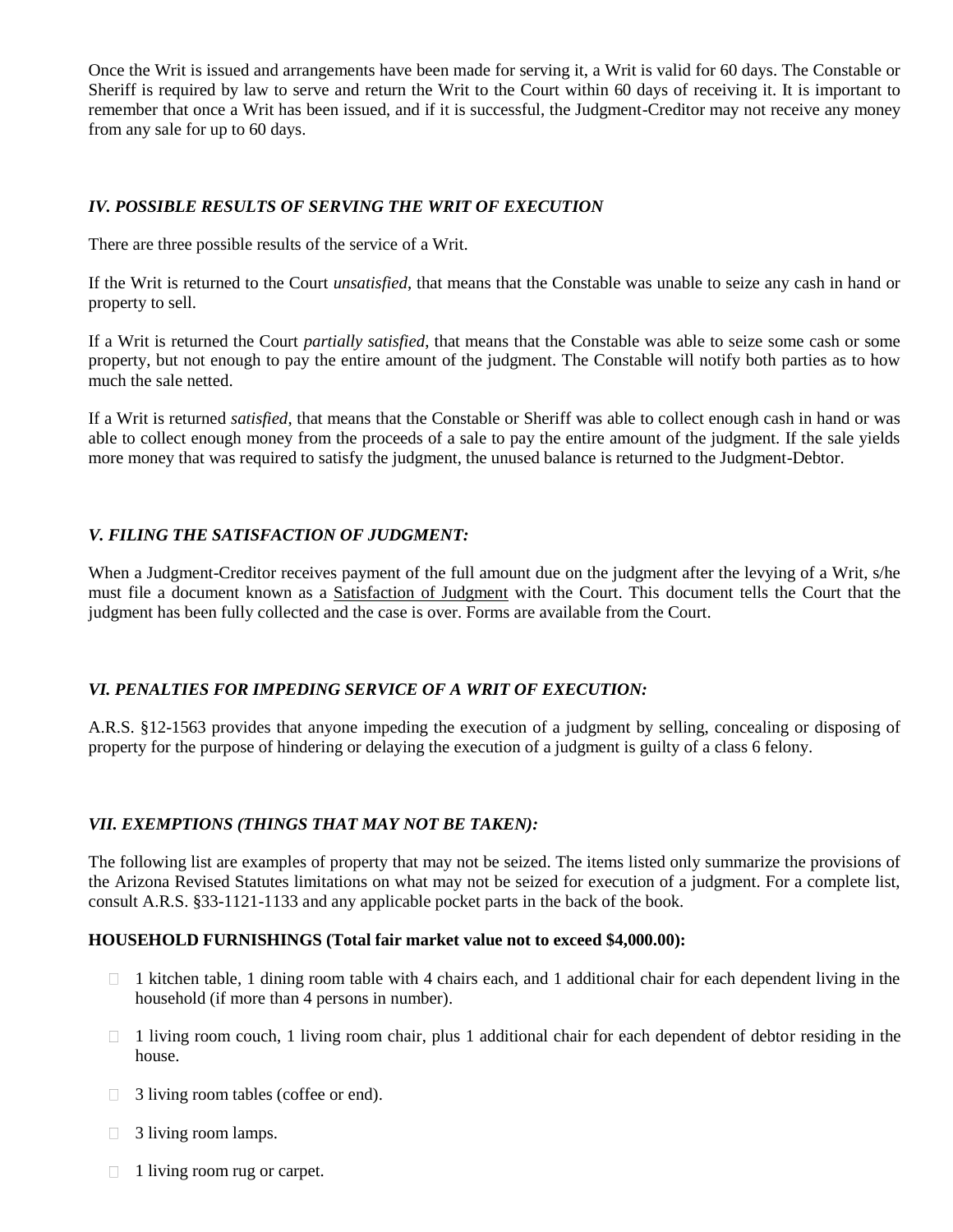Once the Writ is issued and arrangements have been made for serving it, a Writ is valid for 60 days. The Constable or Sheriff is required by law to serve and return the Writ to the Court within 60 days of receiving it. It is important to remember that once a Writ has been issued, and if it is successful, the Judgment-Creditor may not receive any money from any sale for up to 60 days.

### *IV. POSSIBLE RESULTS OF SERVING THE WRIT OF EXECUTION*

There are three possible results of the service of a Writ.

If the Writ is returned to the Court *unsatisfied*, that means that the Constable was unable to seize any cash in hand or property to sell.

If a Writ is returned the Court *partially satisfied,* that means that the Constable was able to seize some cash or some property, but not enough to pay the entire amount of the judgment. The Constable will notify both parties as to how much the sale netted.

If a Writ is returned *satisfied*, that means that the Constable or Sheriff was able to collect enough cash in hand or was able to collect enough money from the proceeds of a sale to pay the entire amount of the judgment. If the sale yields more money that was required to satisfy the judgment, the unused balance is returned to the Judgment-Debtor.

### *V. FILING THE SATISFACTION OF JUDGMENT:*

When a Judgment-Creditor receives payment of the full amount due on the judgment after the levying of a Writ, s/he must file a document known as a Satisfaction of Judgment with the Court. This document tells the Court that the judgment has been fully collected and the case is over. Forms are available from the Court.

### *VI. PENALTIES FOR IMPEDING SERVICE OF A WRIT OF EXECUTION:*

A.R.S. §12-1563 provides that anyone impeding the execution of a judgment by selling, concealing or disposing of property for the purpose of hindering or delaying the execution of a judgment is guilty of a class 6 felony.

### *VII. EXEMPTIONS (THINGS THAT MAY NOT BE TAKEN):*

The following list are examples of property that may not be seized. The items listed only summarize the provisions of the Arizona Revised Statutes limitations on what may not be seized for execution of a judgment. For a complete list, consult A.R.S. §33-1121-1133 and any applicable pocket parts in the back of the book.

**HOUSEHOLD FURNISHINGS (Total fair market value not to exceed $4,000.00):**

- 1 kitchen table, 1 dining room table with 4 chairs each, and 1 additional chair for each dependent living in the household (if more than 4 persons in number).
- 1 living room couch, 1 living room chair, plus 1 additional chair for each dependent of debtor residing in the house.
- 3 living room tables (coffee or end).
- 3 living room lamps.
- 1 living room rug or carpet.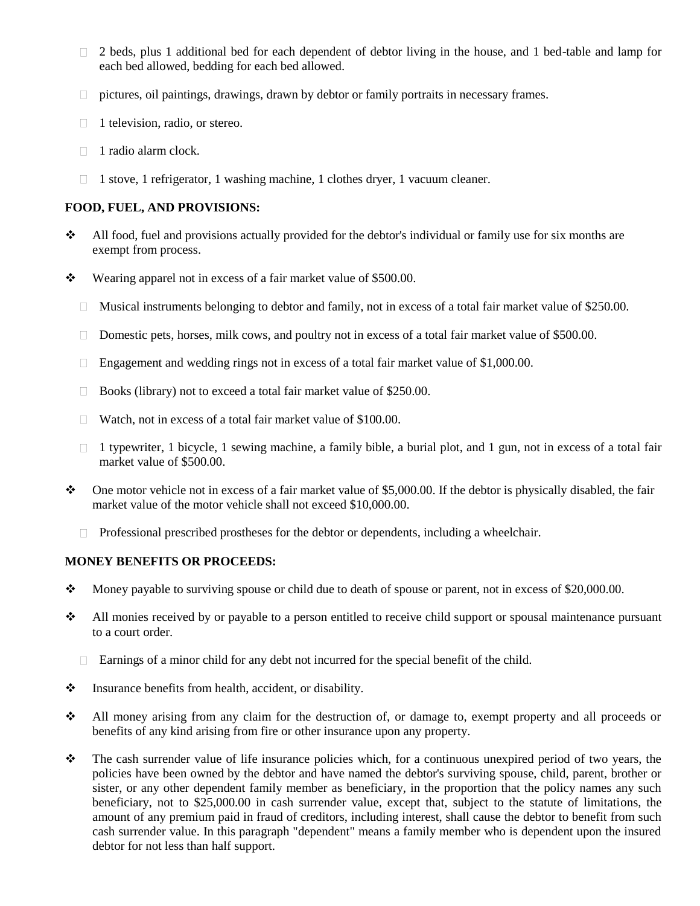- 2 beds, plus 1 additional bed for each dependent of debtor living in the house, and 1 bed-table and lamp for each bed allowed, bedding for each bed allowed.
- pictures, oil paintings, drawings, drawn by debtor or family portraits in necessary frames.
- 1 television, radio, or stereo.
- 1 radio alarm clock.
- 1 stove, 1 refrigerator, 1 washing machine, 1 clothes dryer, 1 vacuum cleaner.

**FOOD, FUEL, AND PROVISIONS:**

- All food, fuel and provisions actually provided for the debtor's individual or family use for six months are exempt from process.
- Wearing apparel not in excess of a fair market value of $500.00.
  - Musical instruments belonging to debtor and family, not in excess of a total fair market value of $250.00.
  - Domestic pets, horses, milk cows, and poultry not in excess of a total fair market value of $500.00.
  - Engagement and wedding rings not in excess of a total fair market value of $1,000.00.
  - Books (library) not to exceed a total fair market value of $250.00.
  - Watch, not in excess of a total fair market value of $100.00.
  - 1 typewriter, 1 bicycle, 1 sewing machine, a family bible, a burial plot, and 1 gun, not in excess of a total fair market value of $500.00.
- One motor vehicle not in excess of a fair market value of $5,000.00. If the debtor is physically disabled, the fair market value of the motor vehicle shall not exceed $10,000.00.
  - Professional prescribed prostheses for the debtor or dependents, including a wheelchair.

**MONEY BENEFITS OR PROCEEDS:**

- Money payable to surviving spouse or child due to death of spouse or parent, not in excess of $20,000.00.
- All monies received by or payable to a person entitled to receive child support or spousal maintenance pursuant to a court order.
  - Earnings of a minor child for any debt not incurred for the special benefit of the child.
- Insurance benefits from health, accident, or disability.
- All money arising from any claim for the destruction of, or damage to, exempt property and all proceeds or benefits of any kind arising from fire or other insurance upon any property.
- The cash surrender value of life insurance policies which, for a continuous unexpired period of two years, the policies have been owned by the debtor and have named the debtor's surviving spouse, child, parent, brother or sister, or any other dependent family member as beneficiary, in the proportion that the policy names any such beneficiary, not to $25,000.00 in cash surrender value, except that, subject to the statute of limitations, the amount of any premium paid in fraud of creditors, including interest, shall cause the debtor to benefit from such cash surrender value. In this paragraph "dependent" means a family member who is dependent upon the insured debtor for not less than half support.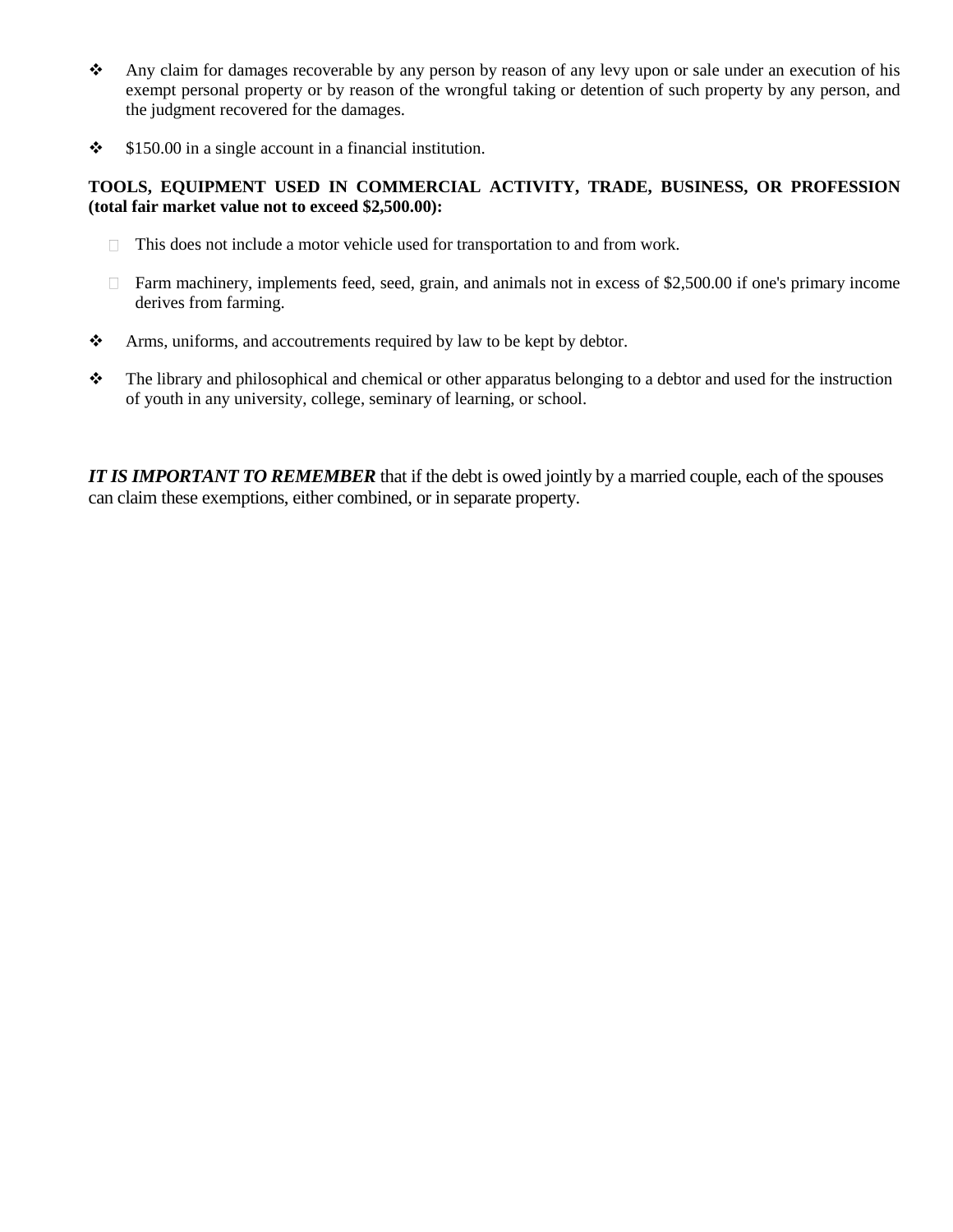- Any claim for damages recoverable by any person by reason of any levy upon or sale under an execution of his exempt personal property or by reason of the wrongful taking or detention of such property by any person, and the judgment recovered for the damages.

- $150.00 in a single account in a financial institution.

**TOOLS, EQUIPMENT USED IN COMMERCIAL ACTIVITY, TRADE, BUSINESS, OR PROFESSION (total fair market value not to exceed $2,500.00):**

  - This does not include a motor vehicle used for transportation to and from work.

  - Farm machinery, implements feed, seed, grain, and animals not in excess of $2,500.00 if one's primary income derives from farming.

- Arms, uniforms, and accoutrements required by law to be kept by debtor.

- The library and philosophical and chemical or other apparatus belonging to a debtor and used for the instruction of youth in any university, college, seminary of learning, or school.

***IT IS IMPORTANT TO REMEMBER*** that if the debt is owed jointly by a married couple, each of the spouses can claim these exemptions, either combined, or in separate property.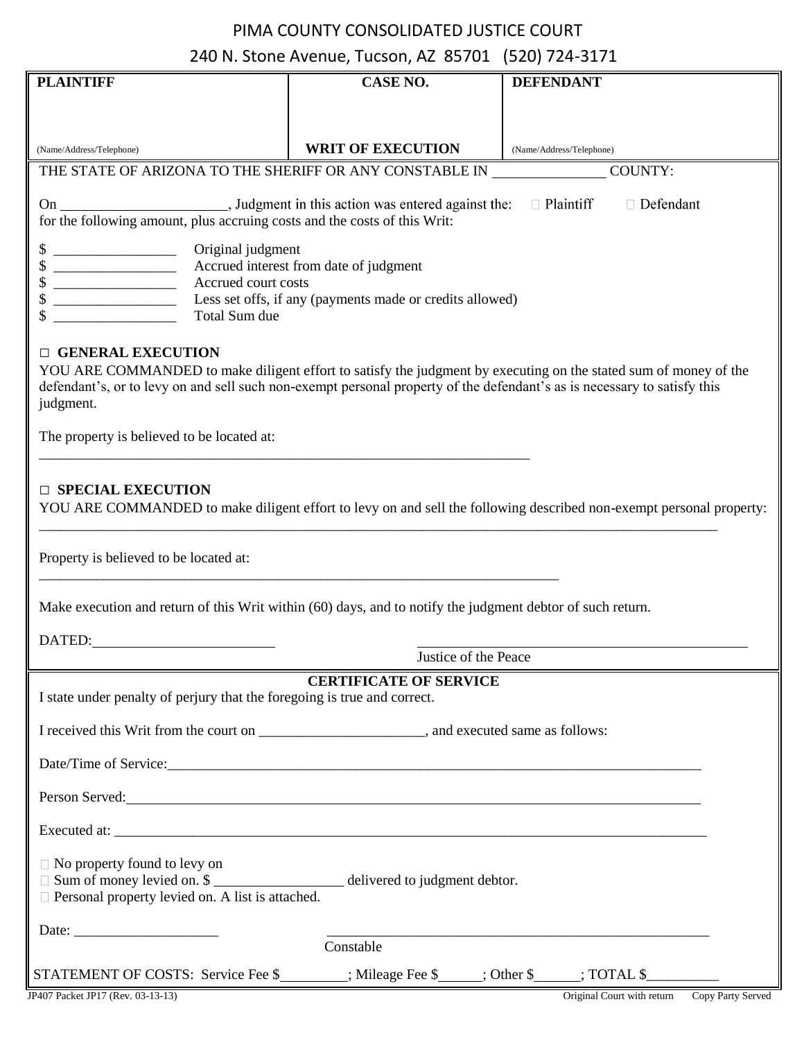# PIMA COUNTY CONSOLIDATED JUSTICE COURT

240 N. Stone Avenue, Tucson, AZ 85701 (520) 724-3171

| PLAINTIFF | CASE NO. | DEFENDANT |
|---|---|---|
| (Name/Address/Telephone) | **WRIT OF EXECUTION** | (Name/Address/Telephone) |

THE STATE OF ARIZONA TO THE SHERIFF OR ANY CONSTABLE IN _______________ COUNTY:

On ______________________, Judgment in this action was entered against the: ☐ Plaintiff ☐ Defendant for the following amount, plus accruing costs and the costs of this Writ:

$ _________________ Original judgment
$ _________________ Accrued interest from date of judgment
$ _________________ Accrued court costs
$ _________________ Less set offs, if any (payments made or credits allowed)
$ _________________ Total Sum due

**☐ GENERAL EXECUTION**

YOU ARE COMMANDED to make diligent effort to satisfy the judgment by executing on the stated sum of money of the defendant's, or to levy on and sell such non-exempt personal property of the defendant's as is necessary to satisfy this judgment.

The property is believed to be located at:

______________________________________________________________________

**☐ SPECIAL EXECUTION**

YOU ARE COMMANDED to make diligent effort to levy on and sell the following described non-exempt personal property:

______________________________________________________________________

Property is believed to be located at:

______________________________________________________________________

Make execution and return of this Writ within (60) days, and to notify the judgment debtor of such return.

DATED: ________________________ ______________________________________
Justice of the Peace

**CERTIFICATE OF SERVICE**

I state under penalty of perjury that the foregoing is true and correct.

I received this Writ from the court on ______________________, and executed same as follows:

Date/Time of Service: ______________________________________________________________

Person Served: ______________________________________________________________

Executed at: ______________________________________________________________

☐ No property found to levy on
☐ Sum of money levied on. $ _________________ delivered to judgment debtor.
☐ Personal property levied on. A list is attached.

Date: ____________________ ______________________________________
Constable

STATEMENT OF COSTS: Service Fee $_________; Mileage Fee $______; Other $______; TOTAL $__________

JP407 Packet JP17 (Rev. 03-13-13) Original Court with return Copy Party Served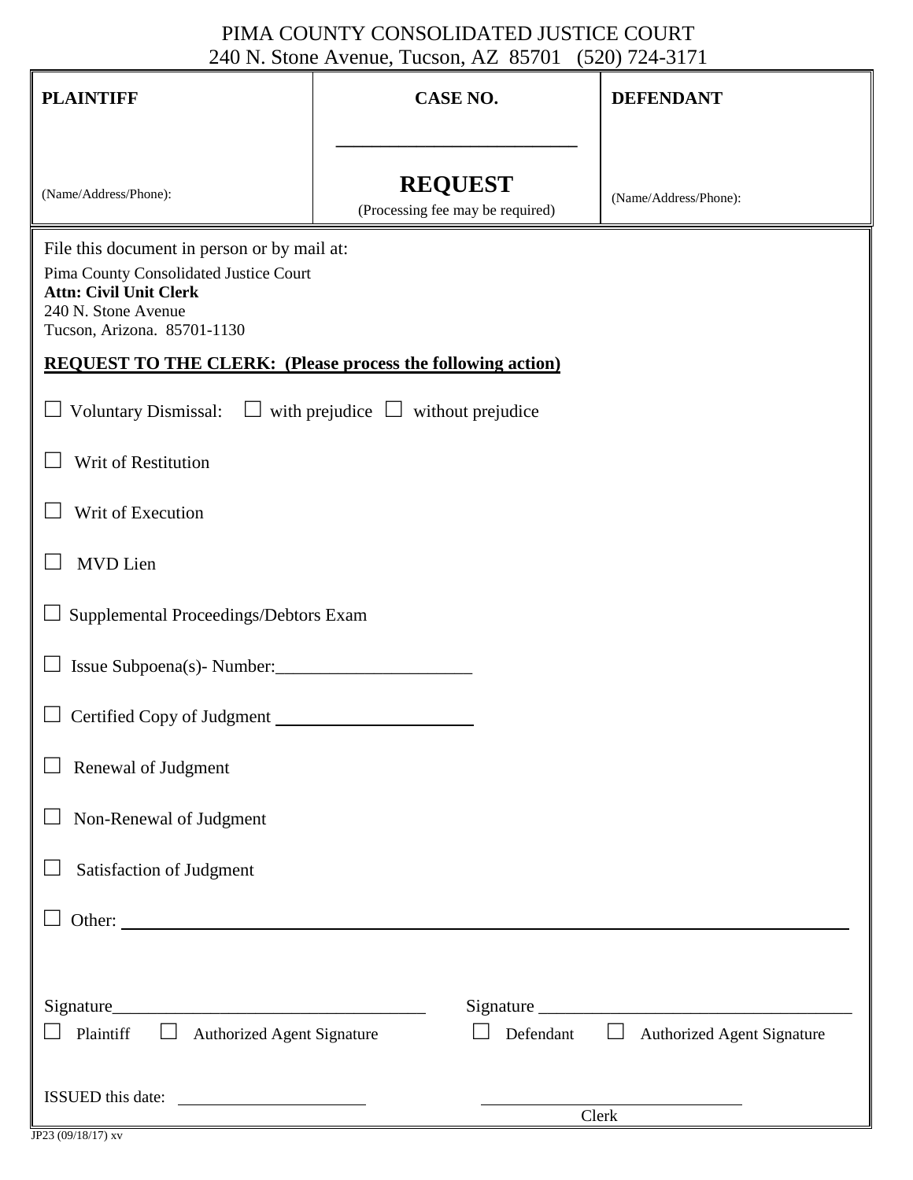PIMA COUNTY CONSOLIDATED JUSTICE COURT
240 N. Stone Avenue, Tucson, AZ 85701 (520) 724-3171

| PLAINTIFF | CASE NO. | DEFENDANT |
| --- | --- | --- |
| (Name/Address/Phone): | _________________________ **REQUEST** (Processing fee may be required) | (Name/Address/Phone): |

File this document in person or by mail at:
Pima County Consolidated Justice Court
**Attn: Civil Unit Clerk**
240 N. Stone Avenue
Tucson, Arizona. 85701-1130

**REQUEST TO THE CLERK: (Please process the following action)**

☐ Voluntary Dismissal: ☐ with prejudice ☐ without prejudice

☐ Writ of Restitution

☐ Writ of Execution

☐ MVD Lien

☐ Supplemental Proceedings/Debtors Exam

☐ Issue Subpoena(s)- Number:_____________________

☐ Certified Copy of Judgment _____________________

☐ Renewal of Judgment

☐ Non-Renewal of Judgment

☐ Satisfaction of Judgment

☐ Other: ______________________________________________________________________

Signature___________________________________ Signature ___________________________________

☐ Plaintiff ☐ Authorized Agent Signature ☐ Defendant ☐ Authorized Agent Signature

ISSUED this date: _____________________ _____________________________
Clerk

JP23 (09/18/17) xv